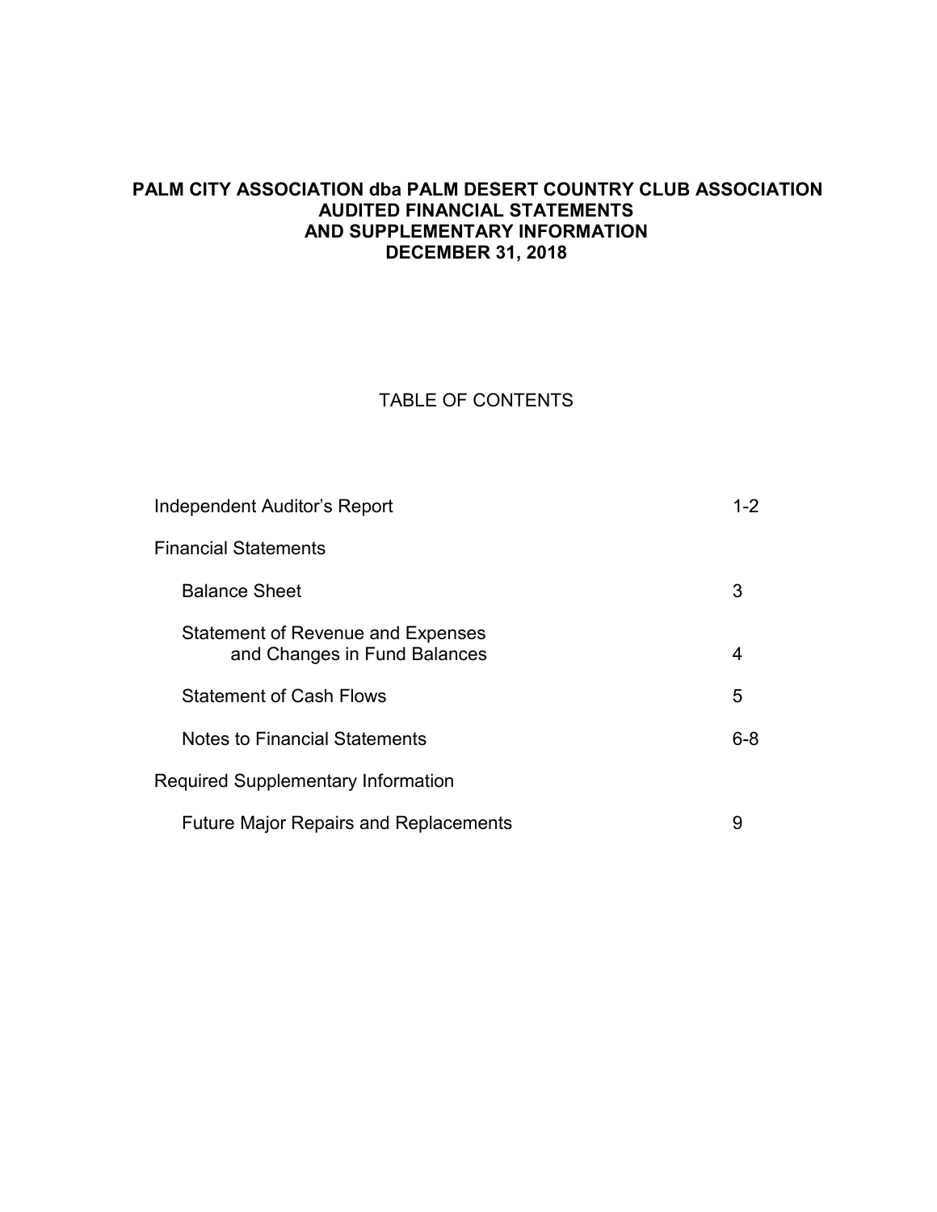# PALM CITY ASSOCIATION dba PALM DESERT COUNTRY CLUB ASSOCIATION
## AUDITED FINANCIAL STATEMENTS
## AND SUPPLEMENTARY INFORMATION
## DECEMBER 31, 2018

TABLE OF CONTENTS

| | |
|---|---|
| Independent Auditor's Report | 1-2 |
| Financial Statements | |
| Balance Sheet | 3 |
| Statement of Revenue and Expenses and Changes in Fund Balances | 4 |
| Statement of Cash Flows | 5 |
| Notes to Financial Statements | 6-8 |
| Required Supplementary Information | |
| Future Major Repairs and Replacements | 9 |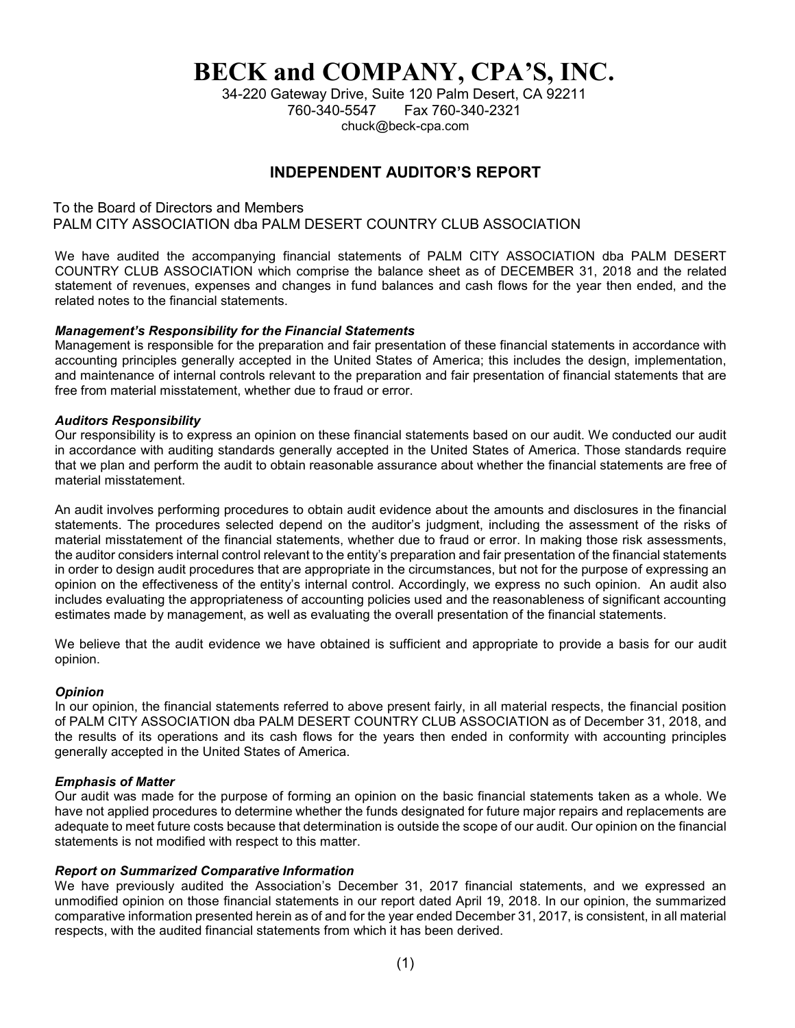# BECK and COMPANY, CPA'S, INC.

34-220 Gateway Drive, Suite 120 Palm Desert, CA 92211
760-340-5547 Fax 760-340-2321
chuck@beck-cpa.com

## INDEPENDENT AUDITOR'S REPORT

To the Board of Directors and Members
PALM CITY ASSOCIATION dba PALM DESERT COUNTRY CLUB ASSOCIATION

We have audited the accompanying financial statements of PALM CITY ASSOCIATION dba PALM DESERT COUNTRY CLUB ASSOCIATION which comprise the balance sheet as of DECEMBER 31, 2018 and the related statement of revenues, expenses and changes in fund balances and cash flows for the year then ended, and the related notes to the financial statements.

***Management's Responsibility for the Financial Statements***
Management is responsible for the preparation and fair presentation of these financial statements in accordance with accounting principles generally accepted in the United States of America; this includes the design, implementation, and maintenance of internal controls relevant to the preparation and fair presentation of financial statements that are free from material misstatement, whether due to fraud or error.

***Auditors Responsibility***
Our responsibility is to express an opinion on these financial statements based on our audit. We conducted our audit in accordance with auditing standards generally accepted in the United States of America. Those standards require that we plan and perform the audit to obtain reasonable assurance about whether the financial statements are free of material misstatement.

An audit involves performing procedures to obtain audit evidence about the amounts and disclosures in the financial statements. The procedures selected depend on the auditor's judgment, including the assessment of the risks of material misstatement of the financial statements, whether due to fraud or error. In making those risk assessments, the auditor considers internal control relevant to the entity's preparation and fair presentation of the financial statements in order to design audit procedures that are appropriate in the circumstances, but not for the purpose of expressing an opinion on the effectiveness of the entity's internal control. Accordingly, we express no such opinion. An audit also includes evaluating the appropriateness of accounting policies used and the reasonableness of significant accounting estimates made by management, as well as evaluating the overall presentation of the financial statements.

We believe that the audit evidence we have obtained is sufficient and appropriate to provide a basis for our audit opinion.

***Opinion***
In our opinion, the financial statements referred to above present fairly, in all material respects, the financial position of PALM CITY ASSOCIATION dba PALM DESERT COUNTRY CLUB ASSOCIATION as of December 31, 2018, and the results of its operations and its cash flows for the years then ended in conformity with accounting principles generally accepted in the United States of America.

***Emphasis of Matter***
Our audit was made for the purpose of forming an opinion on the basic financial statements taken as a whole. We have not applied procedures to determine whether the funds designated for future major repairs and replacements are adequate to meet future costs because that determination is outside the scope of our audit. Our opinion on the financial statements is not modified with respect to this matter.

***Report on Summarized Comparative Information***
We have previously audited the Association's December 31, 2017 financial statements, and we expressed an unmodified opinion on those financial statements in our report dated April 19, 2018. In our opinion, the summarized comparative information presented herein as of and for the year ended December 31, 2017, is consistent, in all material respects, with the audited financial statements from which it has been derived.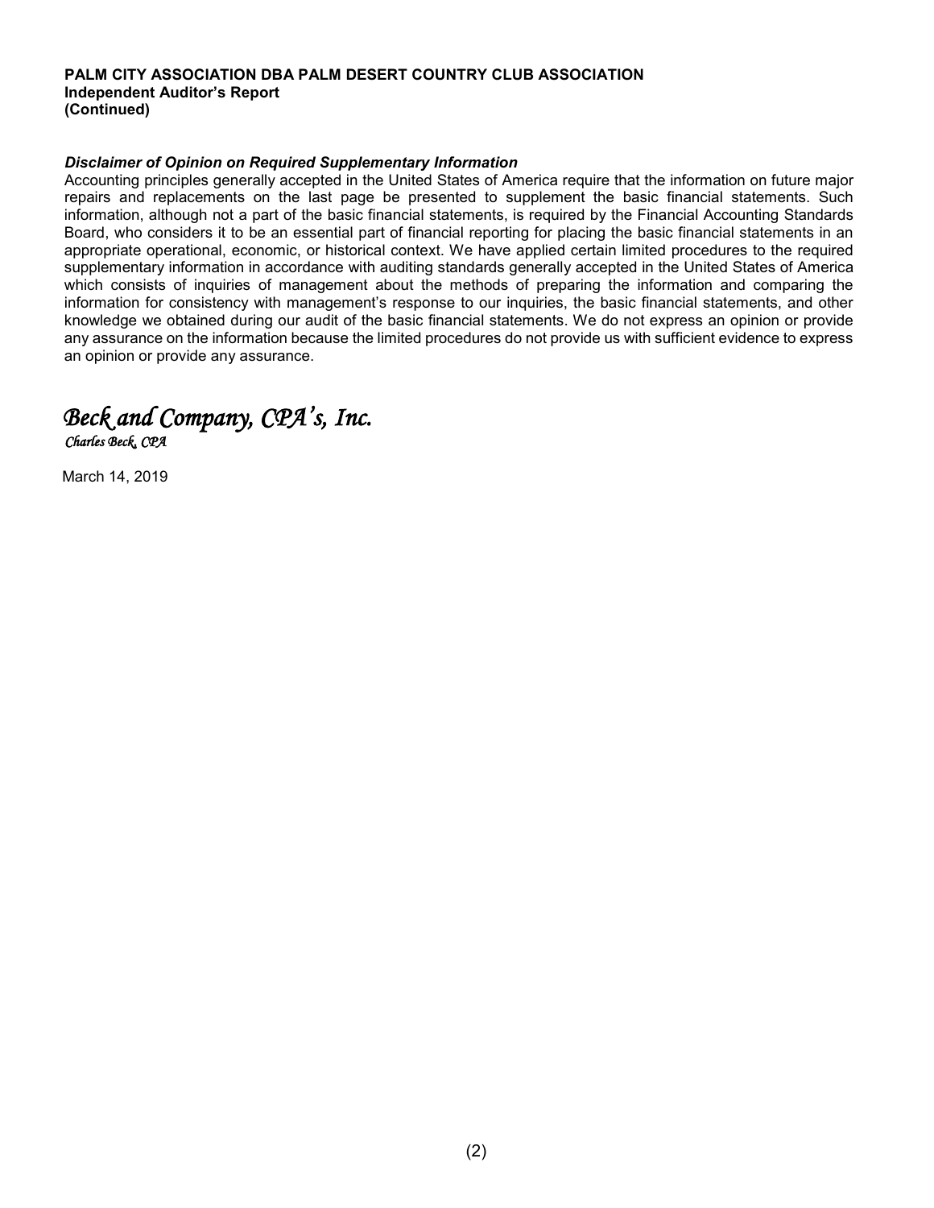**PALM CITY ASSOCIATION DBA PALM DESERT COUNTRY CLUB ASSOCIATION**
**Independent Auditor's Report**
**(Continued)**

***Disclaimer of Opinion on Required Supplementary Information***

Accounting principles generally accepted in the United States of America require that the information on future major repairs and replacements on the last page be presented to supplement the basic financial statements. Such information, although not a part of the basic financial statements, is required by the Financial Accounting Standards Board, who considers it to be an essential part of financial reporting for placing the basic financial statements in an appropriate operational, economic, or historical context. We have applied certain limited procedures to the required supplementary information in accordance with auditing standards generally accepted in the United States of America which consists of inquiries of management about the methods of preparing the information and comparing the information for consistency with management's response to our inquiries, the basic financial statements, and other knowledge we obtained during our audit of the basic financial statements. We do not express an opinion or provide any assurance on the information because the limited procedures do not provide us with sufficient evidence to express an opinion or provide any assurance.

*Beck and Company, CPA's, Inc.*
*Charles Beck, CPA*

March 14, 2019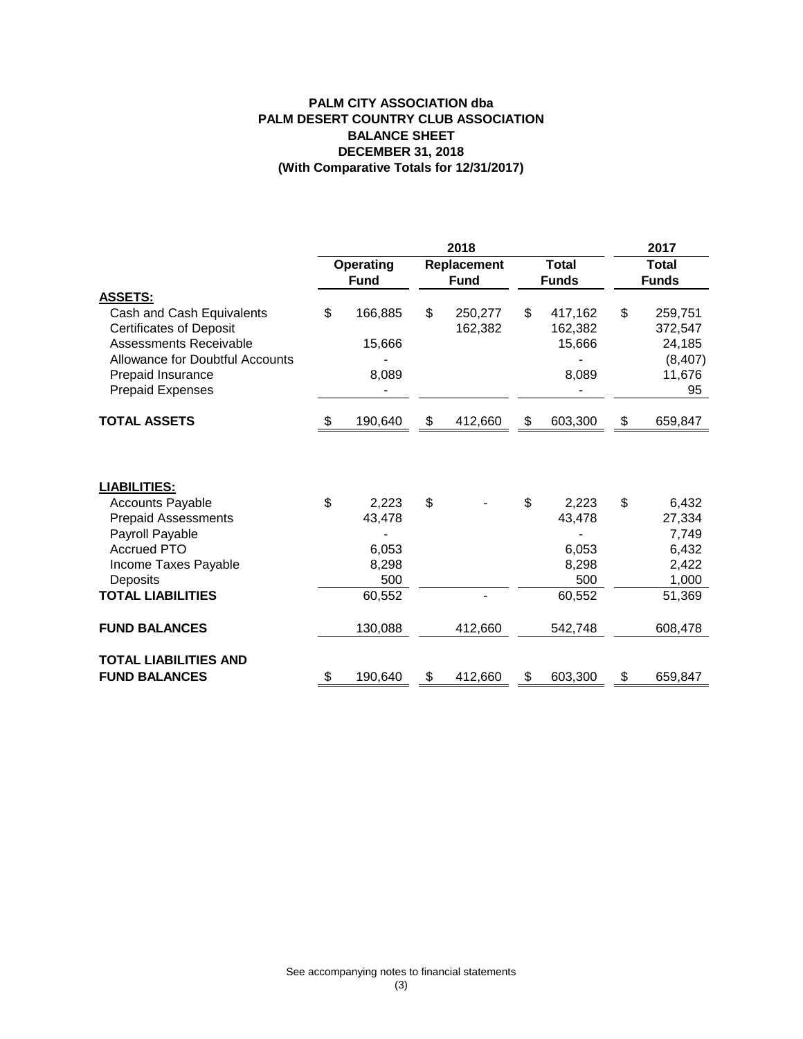# PALM CITY ASSOCIATION dba
# PALM DESERT COUNTRY CLUB ASSOCIATION
## BALANCE SHEET
## DECEMBER 31, 2018
## (With Comparative Totals for 12/31/2017)

| | 2018 | | | 2017 |
|---|---|---|---|---|
| | Operating Fund | Replacement Fund | Total Funds | Total Funds |
| **ASSETS:** | | | | |
| Cash and Cash Equivalents | $ 166,885 | $ 250,277 | $ 417,162 | $ 259,751 |
| Certificates of Deposit | | 162,382 | 162,382 | 372,547 |
| Assessments Receivable | 15,666 | | 15,666 | 24,185 |
| Allowance for Doubtful Accounts | - | | - | (8,407) |
| Prepaid Insurance | 8,089 | | 8,089 | 11,676 |
| Prepaid Expenses | - | | - | 95 |
| **TOTAL ASSETS** | $ 190,640 | $ 412,660 | $ 603,300 | $ 659,847 |
| | | | | |
| **LIABILITIES:** | | | | |
| Accounts Payable | $ 2,223 | $ - | $ 2,223 | $ 6,432 |
| Prepaid Assessments | 43,478 | | 43,478 | 27,334 |
| Payroll Payable | - | | - | 7,749 |
| Accrued PTO | 6,053 | | 6,053 | 6,432 |
| Income Taxes Payable | 8,298 | | 8,298 | 2,422 |
| Deposits | 500 | | 500 | 1,000 |
| **TOTAL LIABILITIES** | 60,552 | - | 60,552 | 51,369 |
| | | | | |
| **FUND BALANCES** | 130,088 | 412,660 | 542,748 | 608,478 |
| | | | | |
| **TOTAL LIABILITIES AND FUND BALANCES** | $ 190,640 | $ 412,660 | $ 603,300 | $ 659,847 |

See accompanying notes to financial statements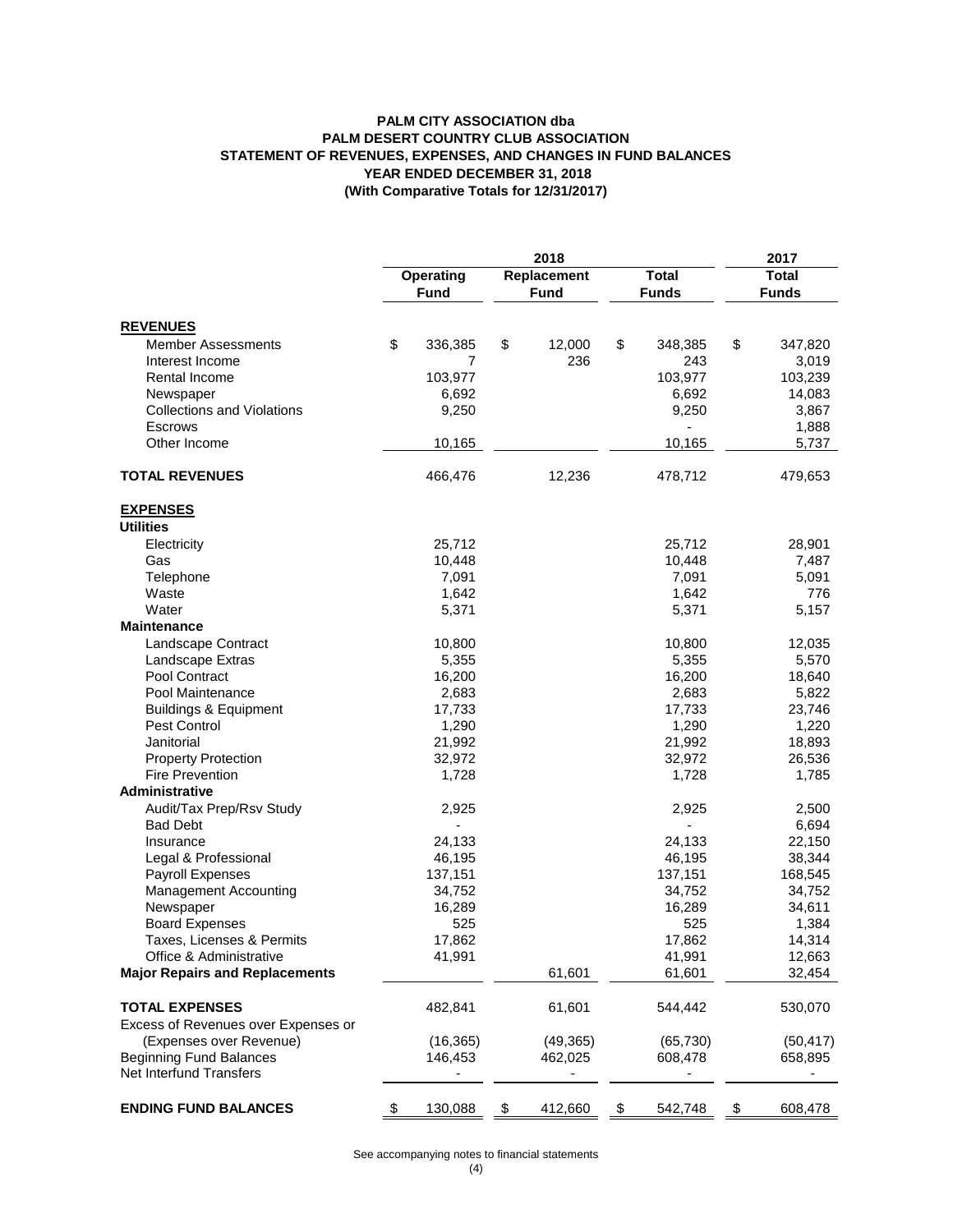**PALM CITY ASSOCIATION dba**
**PALM DESERT COUNTRY CLUB ASSOCIATION**
**STATEMENT OF REVENUES, EXPENSES, AND CHANGES IN FUND BALANCES**
**YEAR ENDED DECEMBER 31, 2018**
**(With Comparative Totals for 12/31/2017)**

| | 2018 | | | 2017 |
|---|---|---|---|---|
| | Operating Fund | Replacement Fund | Total Funds | Total Funds |
| **REVENUES** | | | | |
| Member Assessments | $ 336,385 | $ 12,000 | $ 348,385 | $ 347,820 |
| Interest Income | 7 | 236 | 243 | 3,019 |
| Rental Income | 103,977 | | 103,977 | 103,239 |
| Newspaper | 6,692 | | 6,692 | 14,083 |
| Collections and Violations | 9,250 | | 9,250 | 3,867 |
| Escrows | | | - | 1,888 |
| Other Income | 10,165 | | 10,165 | 5,737 |
| **TOTAL REVENUES** | 466,476 | 12,236 | 478,712 | 479,653 |
| **EXPENSES** | | | | |
| **Utilities** | | | | |
| Electricity | 25,712 | | 25,712 | 28,901 |
| Gas | 10,448 | | 10,448 | 7,487 |
| Telephone | 7,091 | | 7,091 | 5,091 |
| Waste | 1,642 | | 1,642 | 776 |
| Water | 5,371 | | 5,371 | 5,157 |
| **Maintenance** | | | | |
| Landscape Contract | 10,800 | | 10,800 | 12,035 |
| Landscape Extras | 5,355 | | 5,355 | 5,570 |
| Pool Contract | 16,200 | | 16,200 | 18,640 |
| Pool Maintenance | 2,683 | | 2,683 | 5,822 |
| Buildings & Equipment | 17,733 | | 17,733 | 23,746 |
| Pest Control | 1,290 | | 1,290 | 1,220 |
| Janitorial | 21,992 | | 21,992 | 18,893 |
| Property Protection | 32,972 | | 32,972 | 26,536 |
| Fire Prevention | 1,728 | | 1,728 | 1,785 |
| **Administrative** | | | | |
| Audit/Tax Prep/Rsv Study | 2,925 | | 2,925 | 2,500 |
| Bad Debt | - | | - | 6,694 |
| Insurance | 24,133 | | 24,133 | 22,150 |
| Legal & Professional | 46,195 | | 46,195 | 38,344 |
| Payroll Expenses | 137,151 | | 137,151 | 168,545 |
| Management Accounting | 34,752 | | 34,752 | 34,752 |
| Newspaper | 16,289 | | 16,289 | 34,611 |
| Board Expenses | 525 | | 525 | 1,384 |
| Taxes, Licenses & Permits | 17,862 | | 17,862 | 14,314 |
| Office & Administrative | 41,991 | | 41,991 | 12,663 |
| **Major Repairs and Replacements** | | 61,601 | 61,601 | 32,454 |
| **TOTAL EXPENSES** | 482,841 | 61,601 | 544,442 | 530,070 |
| Excess of Revenues over Expenses or (Expenses over Revenue) | (16,365) | (49,365) | (65,730) | (50,417) |
| Beginning Fund Balances | 146,453 | 462,025 | 608,478 | 658,895 |
| Net Interfund Transfers | - | - | - | - |
| **ENDING FUND BALANCES** | $ 130,088 | $ 412,660 | $ 542,748 | $ 608,478 |

See accompanying notes to financial statements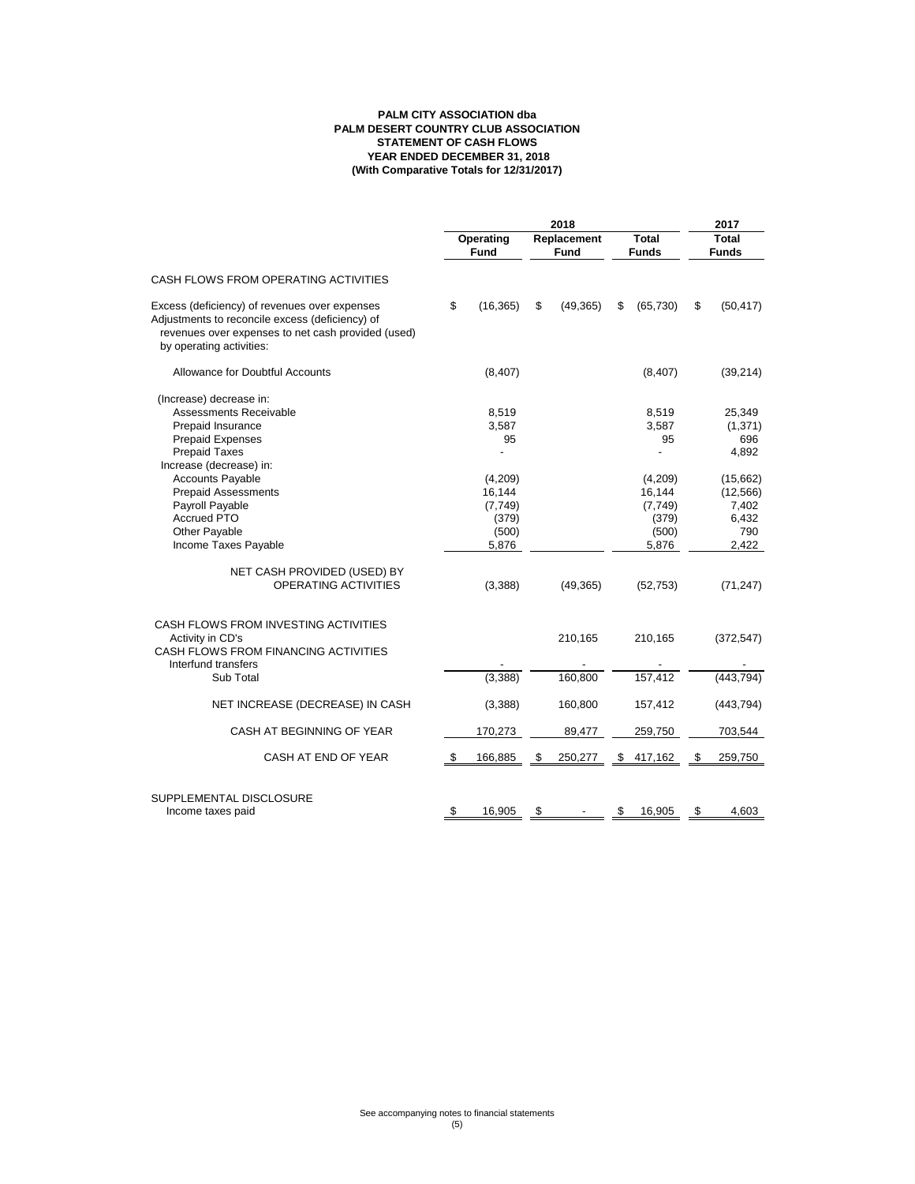# PALM CITY ASSOCIATION dba
# PALM DESERT COUNTRY CLUB ASSOCIATION
## STATEMENT OF CASH FLOWS
### YEAR ENDED DECEMBER 31, 2018
### (With Comparative Totals for 12/31/2017)

| | 2018 | | | 2017 |
|---|---|---|---|---|
| | Operating Fund | Replacement Fund | Total Funds | Total Funds |
| CASH FLOWS FROM OPERATING ACTIVITIES | | | | |
| Excess (deficiency) of revenues over expenses | $ (16,365) | $ (49,365) | $ (65,730) | $ (50,417) |
| Adjustments to reconcile excess (deficiency) of revenues over expenses to net cash provided (used) by operating activities: | | | | |
| Allowance for Doubtful Accounts | (8,407) | | (8,407) | (39,214) |
| (Increase) decrease in: | | | | |
| Assessments Receivable | 8,519 | | 8,519 | 25,349 |
| Prepaid Insurance | 3,587 | | 3,587 | (1,371) |
| Prepaid Expenses | 95 | | 95 | 696 |
| Prepaid Taxes | - | | - | 4,892 |
| Increase (decrease) in: | | | | |
| Accounts Payable | (4,209) | | (4,209) | (15,662) |
| Prepaid Assessments | 16,144 | | 16,144 | (12,566) |
| Payroll Payable | (7,749) | | (7,749) | 7,402 |
| Accrued PTO | (379) | | (379) | 6,432 |
| Other Payable | (500) | | (500) | 790 |
| Income Taxes Payable | 5,876 | | 5,876 | 2,422 |
| NET CASH PROVIDED (USED) BY OPERATING ACTIVITIES | (3,388) | (49,365) | (52,753) | (71,247) |
| CASH FLOWS FROM INVESTING ACTIVITIES | | | | |
| Activity in CD's | | 210,165 | 210,165 | (372,547) |
| CASH FLOWS FROM FINANCING ACTIVITIES | | | | |
| Interfund transfers | - | - | - | - |
| Sub Total | (3,388) | 160,800 | 157,412 | (443,794) |
| NET INCREASE (DECREASE) IN CASH | (3,388) | 160,800 | 157,412 | (443,794) |
| CASH AT BEGINNING OF YEAR | 170,273 | 89,477 | 259,750 | 703,544 |
| CASH AT END OF YEAR | $ 166,885 | $ 250,277 | $ 417,162 | $ 259,750 |
| SUPPLEMENTAL DISCLOSURE | | | | |
| Income taxes paid | $ 16,905 | $ - | $ 16,905 | $ 4,603 |

See accompanying notes to financial statements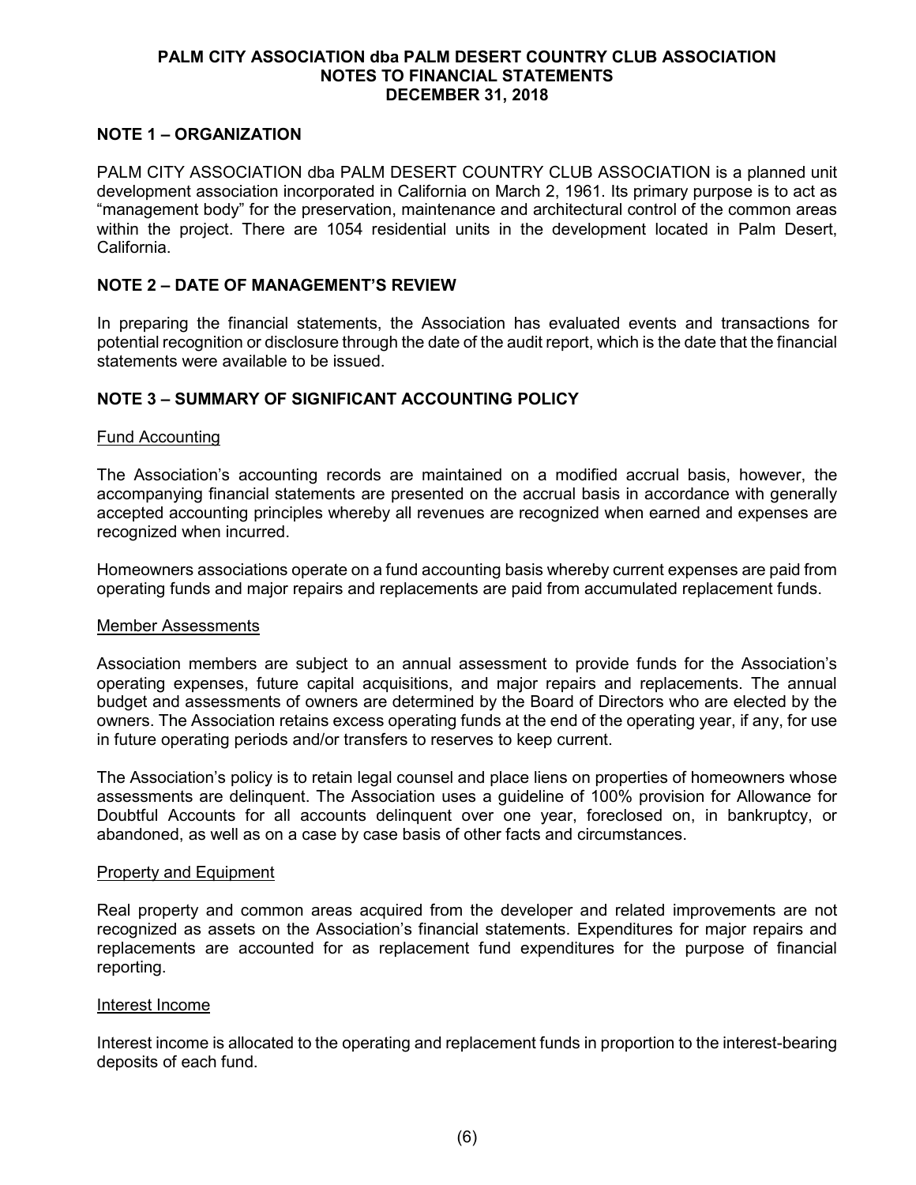**PALM CITY ASSOCIATION dba PALM DESERT COUNTRY CLUB ASSOCIATION**
**NOTES TO FINANCIAL STATEMENTS**
**DECEMBER 31, 2018**

## NOTE 1 – ORGANIZATION

PALM CITY ASSOCIATION dba PALM DESERT COUNTRY CLUB ASSOCIATION is a planned unit development association incorporated in California on March 2, 1961. Its primary purpose is to act as "management body" for the preservation, maintenance and architectural control of the common areas within the project. There are 1054 residential units in the development located in Palm Desert, California.

## NOTE 2 – DATE OF MANAGEMENT'S REVIEW

In preparing the financial statements, the Association has evaluated events and transactions for potential recognition or disclosure through the date of the audit report, which is the date that the financial statements were available to be issued.

## NOTE 3 – SUMMARY OF SIGNIFICANT ACCOUNTING POLICY

### Fund Accounting

The Association's accounting records are maintained on a modified accrual basis, however, the accompanying financial statements are presented on the accrual basis in accordance with generally accepted accounting principles whereby all revenues are recognized when earned and expenses are recognized when incurred.

Homeowners associations operate on a fund accounting basis whereby current expenses are paid from operating funds and major repairs and replacements are paid from accumulated replacement funds.

### Member Assessments

Association members are subject to an annual assessment to provide funds for the Association's operating expenses, future capital acquisitions, and major repairs and replacements. The annual budget and assessments of owners are determined by the Board of Directors who are elected by the owners. The Association retains excess operating funds at the end of the operating year, if any, for use in future operating periods and/or transfers to reserves to keep current.

The Association's policy is to retain legal counsel and place liens on properties of homeowners whose assessments are delinquent. The Association uses a guideline of 100% provision for Allowance for Doubtful Accounts for all accounts delinquent over one year, foreclosed on, in bankruptcy, or abandoned, as well as on a case by case basis of other facts and circumstances.

### Property and Equipment

Real property and common areas acquired from the developer and related improvements are not recognized as assets on the Association's financial statements. Expenditures for major repairs and replacements are accounted for as replacement fund expenditures for the purpose of financial reporting.

### Interest Income

Interest income is allocated to the operating and replacement funds in proportion to the interest-bearing deposits of each fund.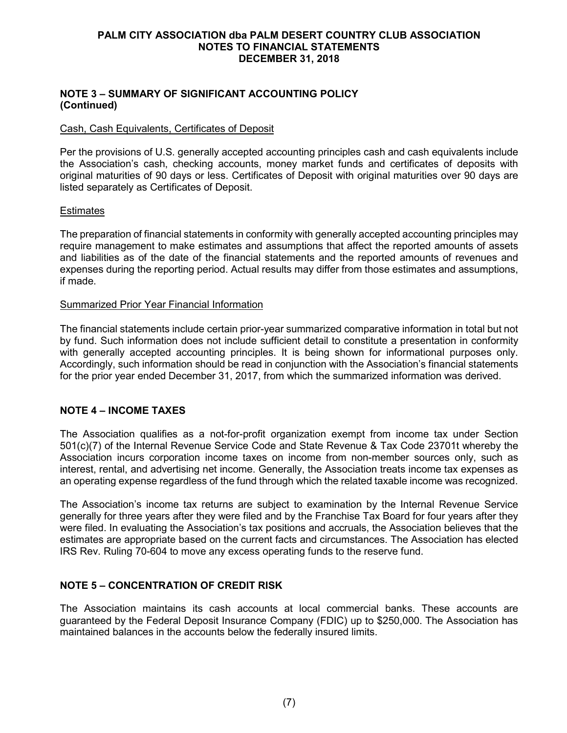## NOTE 3 – SUMMARY OF SIGNIFICANT ACCOUNTING POLICY (Continued)

### Cash, Cash Equivalents, Certificates of Deposit

Per the provisions of U.S. generally accepted accounting principles cash and cash equivalents include the Association's cash, checking accounts, money market funds and certificates of deposits with original maturities of 90 days or less. Certificates of Deposit with original maturities over 90 days are listed separately as Certificates of Deposit.

### Estimates

The preparation of financial statements in conformity with generally accepted accounting principles may require management to make estimates and assumptions that affect the reported amounts of assets and liabilities as of the date of the financial statements and the reported amounts of revenues and expenses during the reporting period. Actual results may differ from those estimates and assumptions, if made.

### Summarized Prior Year Financial Information

The financial statements include certain prior-year summarized comparative information in total but not by fund. Such information does not include sufficient detail to constitute a presentation in conformity with generally accepted accounting principles. It is being shown for informational purposes only. Accordingly, such information should be read in conjunction with the Association's financial statements for the prior year ended December 31, 2017, from which the summarized information was derived.

## NOTE 4 – INCOME TAXES

The Association qualifies as a not-for-profit organization exempt from income tax under Section 501(c)(7) of the Internal Revenue Service Code and State Revenue & Tax Code 23701t whereby the Association incurs corporation income taxes on income from non-member sources only, such as interest, rental, and advertising net income. Generally, the Association treats income tax expenses as an operating expense regardless of the fund through which the related taxable income was recognized.

The Association's income tax returns are subject to examination by the Internal Revenue Service generally for three years after they were filed and by the Franchise Tax Board for four years after they were filed. In evaluating the Association's tax positions and accruals, the Association believes that the estimates are appropriate based on the current facts and circumstances. The Association has elected IRS Rev. Ruling 70-604 to move any excess operating funds to the reserve fund.

## NOTE 5 – CONCENTRATION OF CREDIT RISK

The Association maintains its cash accounts at local commercial banks. These accounts are guaranteed by the Federal Deposit Insurance Company (FDIC) up to $250,000. The Association has maintained balances in the accounts below the federally insured limits.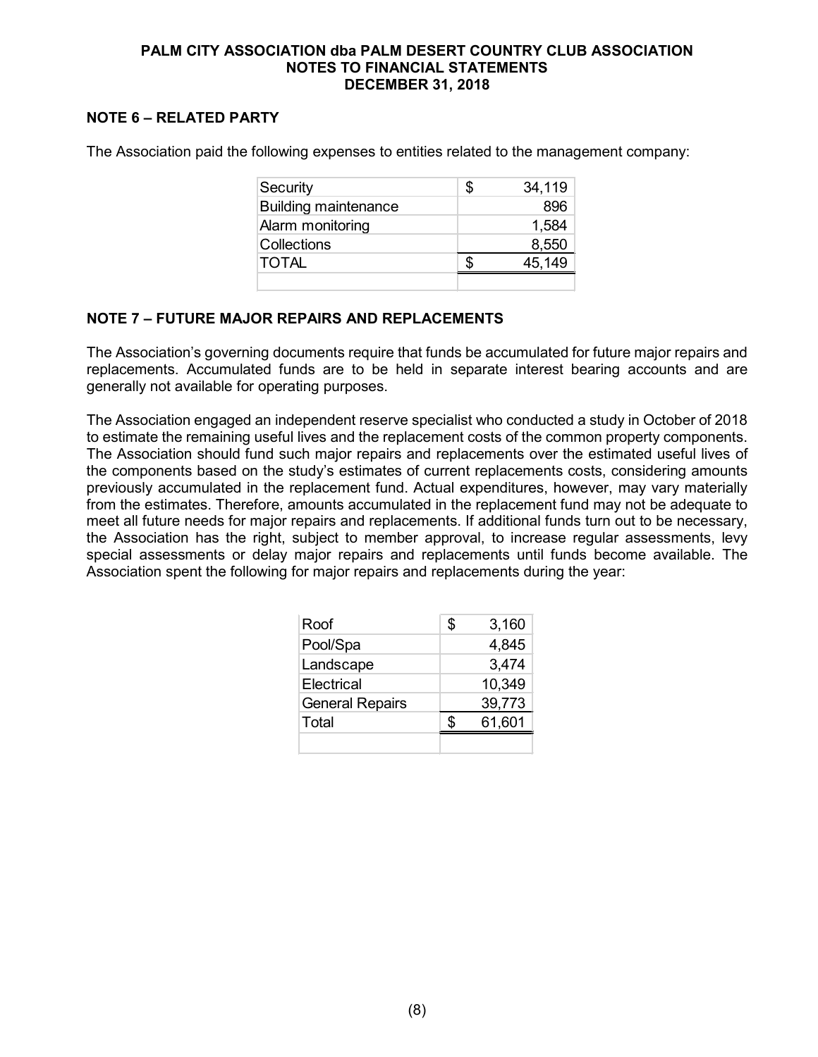# PALM CITY ASSOCIATION dba PALM DESERT COUNTRY CLUB ASSOCIATION
## NOTES TO FINANCIAL STATEMENTS
## DECEMBER 31, 2018

### NOTE 6 – RELATED PARTY

The Association paid the following expenses to entities related to the management company:

| | |
|---|---|
| Security | $ 34,119 |
| Building maintenance | 896 |
| Alarm monitoring | 1,584 |
| Collections | 8,550 |
| TOTAL | $ 45,149 |

### NOTE 7 – FUTURE MAJOR REPAIRS AND REPLACEMENTS

The Association's governing documents require that funds be accumulated for future major repairs and replacements. Accumulated funds are to be held in separate interest bearing accounts and are generally not available for operating purposes.

The Association engaged an independent reserve specialist who conducted a study in October of 2018 to estimate the remaining useful lives and the replacement costs of the common property components. The Association should fund such major repairs and replacements over the estimated useful lives of the components based on the study's estimates of current replacements costs, considering amounts previously accumulated in the replacement fund. Actual expenditures, however, may vary materially from the estimates. Therefore, amounts accumulated in the replacement fund may not be adequate to meet all future needs for major repairs and replacements. If additional funds turn out to be necessary, the Association has the right, subject to member approval, to increase regular assessments, levy special assessments or delay major repairs and replacements until funds become available. The Association spent the following for major repairs and replacements during the year:

| | |
|---|---|
| Roof | $ 3,160 |
| Pool/Spa | 4,845 |
| Landscape | 3,474 |
| Electrical | 10,349 |
| General Repairs | 39,773 |
| Total | $ 61,601 |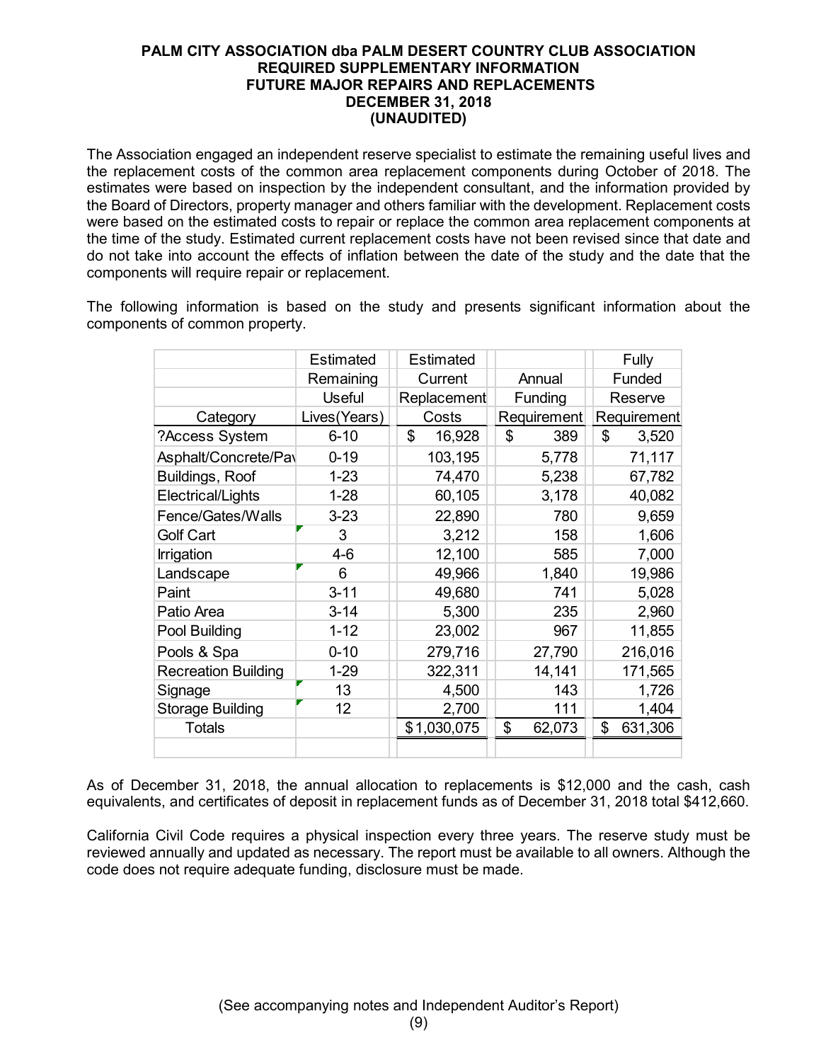# PALM CITY ASSOCIATION dba PALM DESERT COUNTRY CLUB ASSOCIATION
## REQUIRED SUPPLEMENTARY INFORMATION
## FUTURE MAJOR REPAIRS AND REPLACEMENTS
## DECEMBER 31, 2018
## (UNAUDITED)

The Association engaged an independent reserve specialist to estimate the remaining useful lives and the replacement costs of the common area replacement components during October of 2018. The estimates were based on inspection by the independent consultant, and the information provided by the Board of Directors, property manager and others familiar with the development. Replacement costs were based on the estimated costs to repair or replace the common area replacement components at the time of the study. Estimated current replacement costs have not been revised since that date and do not take into account the effects of inflation between the date of the study and the date that the components will require repair or replacement.

The following information is based on the study and presents significant information about the components of common property.

| Category | Estimated Remaining Useful Lives(Years) | Estimated Current Replacement Costs | Annual Funding Requirement | Fully Funded Reserve Requirement |
|---|---|---|---|---|
| ?Access System | 6-10 | $ 16,928 | $ 389 | $ 3,520 |
| Asphalt/Concrete/Pav | 0-19 | 103,195 | 5,778 | 71,117 |
| Buildings, Roof | 1-23 | 74,470 | 5,238 | 67,782 |
| Electrical/Lights | 1-28 | 60,105 | 3,178 | 40,082 |
| Fence/Gates/Walls | 3-23 | 22,890 | 780 | 9,659 |
| Golf Cart | 3 | 3,212 | 158 | 1,606 |
| Irrigation | 4-6 | 12,100 | 585 | 7,000 |
| Landscape | 6 | 49,966 | 1,840 | 19,986 |
| Paint | 3-11 | 49,680 | 741 | 5,028 |
| Patio Area | 3-14 | 5,300 | 235 | 2,960 |
| Pool Building | 1-12 | 23,002 | 967 | 11,855 |
| Pools & Spa | 0-10 | 279,716 | 27,790 | 216,016 |
| Recreation Building | 1-29 | 322,311 | 14,141 | 171,565 |
| Signage | 13 | 4,500 | 143 | 1,726 |
| Storage Building | 12 | 2,700 | 111 | 1,404 |
| Totals | | $1,030,075 | $ 62,073 | $ 631,306 |

As of December 31, 2018, the annual allocation to replacements is $12,000 and the cash, cash equivalents, and certificates of deposit in replacement funds as of December 31, 2018 total $412,660.

California Civil Code requires a physical inspection every three years. The reserve study must be reviewed annually and updated as necessary. The report must be available to all owners. Although the code does not require adequate funding, disclosure must be made.

(See accompanying notes and Independent Auditor's Report)